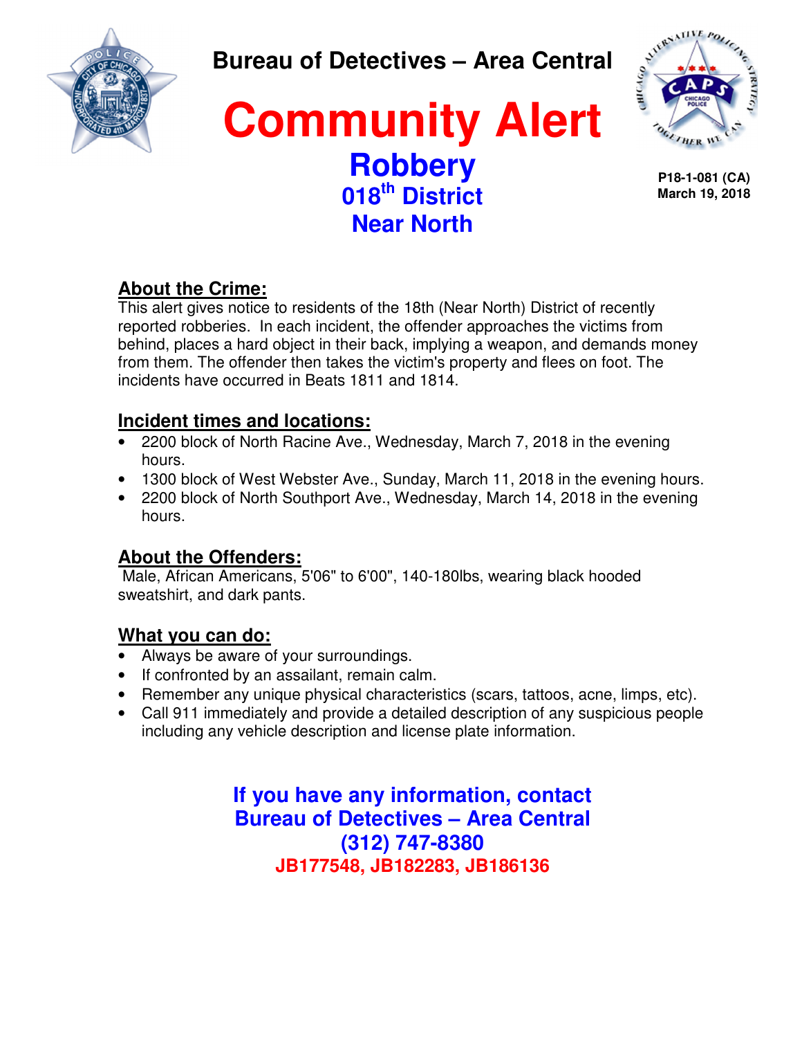# Bureau of Detectives – Area Central

# Community Alert

## Robbery
## 018th District
## Near North

**P18-1-081 (CA)**
**March 19, 2018**

## About the Crime:

This alert gives notice to residents of the 18th (Near North) District of recently reported robberies. In each incident, the offender approaches the victims from behind, places a hard object in their back, implying a weapon, and demands money from them. The offender then takes the victim's property and flees on foot. The incidents have occurred in Beats 1811 and 1814.

## Incident times and locations:

- 2200 block of North Racine Ave., Wednesday, March 7, 2018 in the evening hours.
- 1300 block of West Webster Ave., Sunday, March 11, 2018 in the evening hours.
- 2200 block of North Southport Ave., Wednesday, March 14, 2018 in the evening hours.

## About the Offenders:

Male, African Americans, 5'06" to 6'00", 140-180lbs, wearing black hooded sweatshirt, and dark pants.

## What you can do:

- Always be aware of your surroundings.
- If confronted by an assailant, remain calm.
- Remember any unique physical characteristics (scars, tattoos, acne, limps, etc).
- Call 911 immediately and provide a detailed description of any suspicious people including any vehicle description and license plate information.

**If you have any information, contact**
**Bureau of Detectives – Area Central**
**(312) 747-8380**
**JB177548, JB182283, JB186136**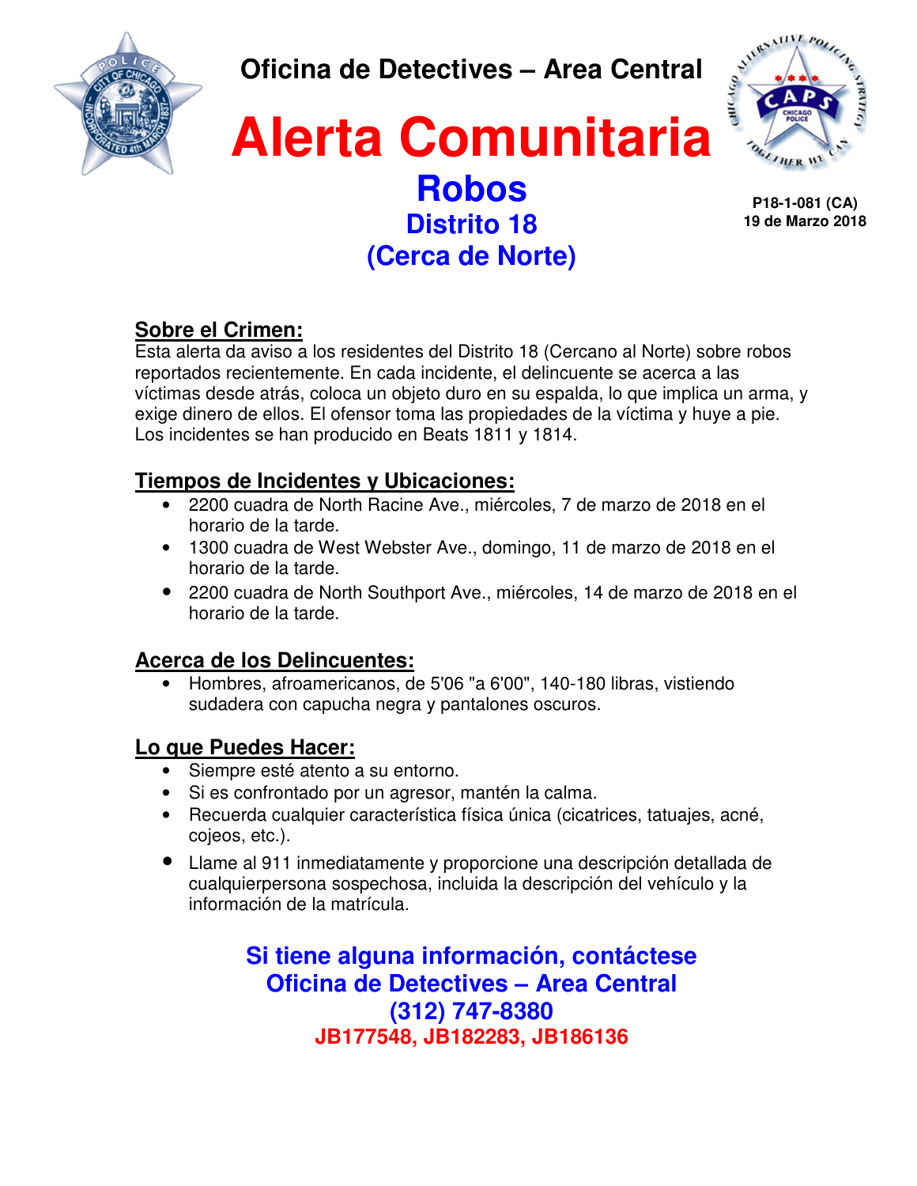Oficina de Detectives – Area Central

# Alerta Comunitaria

## Robos

### Distrito 18

### (Cerca de Norte)

**P18-1-081 (CA)**
**19 de Marzo 2018**

## Sobre el Crimen:

Esta alerta da aviso a los residentes del Distrito 18 (Cercano al Norte) sobre robos reportados recientemente. En cada incidente, el delincuente se acerca a las víctimas desde atrás, coloca un objeto duro en su espalda, lo que implica un arma, y exige dinero de ellos. El ofensor toma las propiedades de la víctima y huye a pie. Los incidentes se han producido en Beats 1811 y 1814.

## Tiempos de Incidentes y Ubicaciones:

- 2200 cuadra de North Racine Ave., miércoles, 7 de marzo de 2018 en el horario de la tarde.
- 1300 cuadra de West Webster Ave., domingo, 11 de marzo de 2018 en el horario de la tarde.
- 2200 cuadra de North Southport Ave., miércoles, 14 de marzo de 2018 en el horario de la tarde.

## Acerca de los Delincuentes:

- Hombres, afroamericanos, de 5'06 "a 6'00", 140-180 libras, vistiendo sudadera con capucha negra y pantalones oscuros.

## Lo que Puedes Hacer:

- Siempre esté atento a su entorno.
- Si es confrontado por un agresor, mantén la calma.
- Recuerda cualquier característica física única (cicatrices, tatuajes, acné, cojeos, etc.).
- Llame al 911 inmediatamente y proporcione una descripción detallada de cualquierpersona sospechosa, incluida la descripción del vehículo y la información de la matrícula.

**Si tiene alguna información, contáctese**
**Oficina de Detectives – Area Central**
**(312) 747-8380**
**JB177548, JB182283, JB186136**